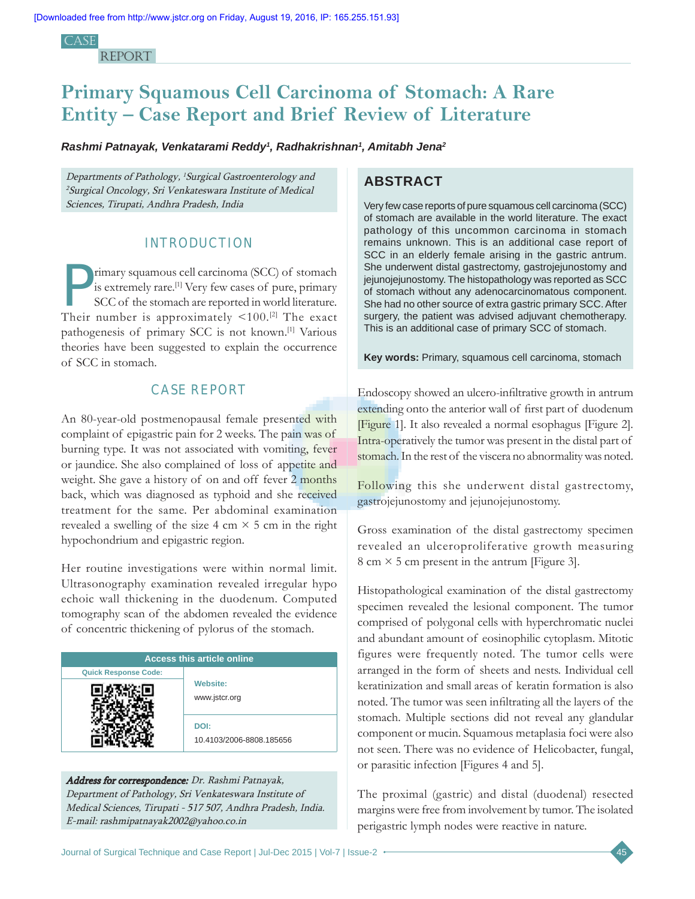CASE REPORT

# Primary Squamous Cell Carcinoma of Stomach: A Rare Entity – Case Report and Brief Review of Literature

***Rashmi Patnayak, Venkatarami Reddy[1], Radhakrishnan[1], Amitabh Jena[2]***

*Departments of Pathology, [1]Surgical Gastroenterology and [2]Surgical Oncology, Sri Venkateswara Institute of Medical Sciences, Tirupati, Andhra Pradesh, India*

## ABSTRACT

Very few case reports of pure squamous cell carcinoma (SCC) of stomach are available in the world literature. The exact pathology of this uncommon carcinoma in stomach remains unknown. This is an additional case report of SCC in an elderly female arising in the gastric antrum. She underwent distal gastrectomy, gastrojejunostomy and jejunojejunostomy. The histopathology was reported as SCC of stomach without any adenocarcinomatous component. She had no other source of extra gastric primary SCC. After surgery, the patient was advised adjuvant chemotherapy. This is an additional case of primary SCC of stomach.

**Key words:** Primary, squamous cell carcinoma, stomach

## INTRODUCTION

Primary squamous cell carcinoma (SCC) of stomach is extremely rare.[1] Very few cases of pure, primary SCC of the stomach are reported in world literature. Their number is approximately <100.[2] The exact pathogenesis of primary SCC is not known.[1] Various theories have been suggested to explain the occurrence of SCC in stomach.

## CASE REPORT

An 80-year-old postmenopausal female presented with complaint of epigastric pain for 2 weeks. The pain was of burning type. It was not associated with vomiting, fever or jaundice. She also complained of loss of appetite and weight. She gave a history of on and off fever 2 months back, which was diagnosed as typhoid and she received treatment for the same. Per abdominal examination revealed a swelling of the size 4 cm × 5 cm in the right hypochondrium and epigastric region.

Her routine investigations were within normal limit. Ultrasonography examination revealed irregular hypo echoic wall thickening in the duodenum. Computed tomography scan of the abdomen revealed the evidence of concentric thickening of pylorus of the stomach.

| Access this article online | |
|---|---|
| Quick Response Code: | Website: www.jstcr.org |
| | DOI: 10.4103/2006-8808.185656 |

***Address for correspondence:*** *Dr. Rashmi Patnayak, Department of Pathology, Sri Venkateswara Institute of Medical Sciences, Tirupati - 517 507, Andhra Pradesh, India. E-mail: rashmipatnayak2002@yahoo.co.in*

Endoscopy showed an ulcero-infiltrative growth in antrum extending onto the anterior wall of first part of duodenum [Figure 1]. It also revealed a normal esophagus [Figure 2]. Intra-operatively the tumor was present in the distal part of stomach. In the rest of the viscera no abnormality was noted.

Following this she underwent distal gastrectomy, gastrojejunostomy and jejunojejunostomy.

Gross examination of the distal gastrectomy specimen revealed an ulceroproliferative growth measuring 8 cm × 5 cm present in the antrum [Figure 3].

Histopathological examination of the distal gastrectomy specimen revealed the lesional component. The tumor comprised of polygonal cells with hyperchromatic nuclei and abundant amount of eosinophilic cytoplasm. Mitotic figures were frequently noted. The tumor cells were arranged in the form of sheets and nests. Individual cell keratinization and small areas of keratin formation is also noted. The tumor was seen infiltrating all the layers of the stomach. Multiple sections did not reveal any glandular component or mucin. Squamous metaplasia foci were also not seen. There was no evidence of Helicobacter, fungal, or parasitic infection [Figures 4 and 5].

The proximal (gastric) and distal (duodenal) resected margins were free from involvement by tumor. The isolated perigastric lymph nodes were reactive in nature.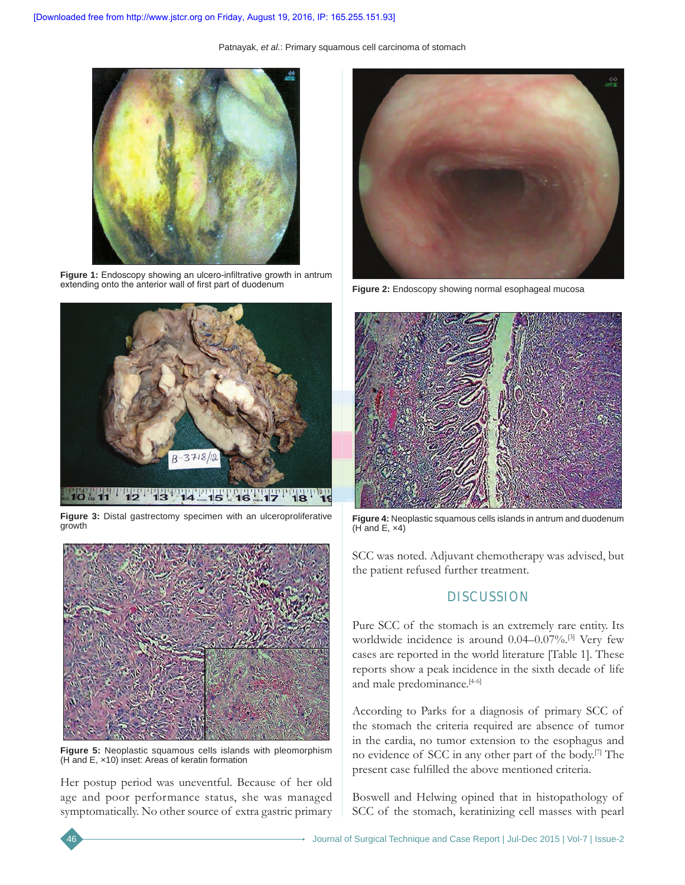Figure 1: Endoscopy showing an ulcero-infiltrative growth in antrum extending onto the anterior wall of first part of duodenum

Figure 2: Endoscopy showing normal esophageal mucosa

Figure 3: Distal gastrectomy specimen with an ulceroproliferative growth

Figure 4: Neoplastic squamous cells islands in antrum and duodenum (H and E, ×4)

Figure 5: Neoplastic squamous cells islands with pleomorphism (H and E, ×10) inset: Areas of keratin formation

Her postup period was uneventful. Because of her old age and poor performance status, she was managed symptomatically. No other source of extra gastric primary SCC was noted. Adjuvant chemotherapy was advised, but the patient refused further treatment.

## DISCUSSION

Pure SCC of the stomach is an extremely rare entity. Its worldwide incidence is around 0.04–0.07%.[3] Very few cases are reported in the world literature [Table 1]. These reports show a peak incidence in the sixth decade of life and male predominance.[4-6]

According to Parks for a diagnosis of primary SCC of the stomach the criteria required are absence of tumor in the cardia, no tumor extension to the esophagus and no evidence of SCC in any other part of the body.[7] The present case fulfilled the above mentioned criteria.

Boswell and Helwing opined that in histopathology of SCC of the stomach, keratinizing cell masses with pearl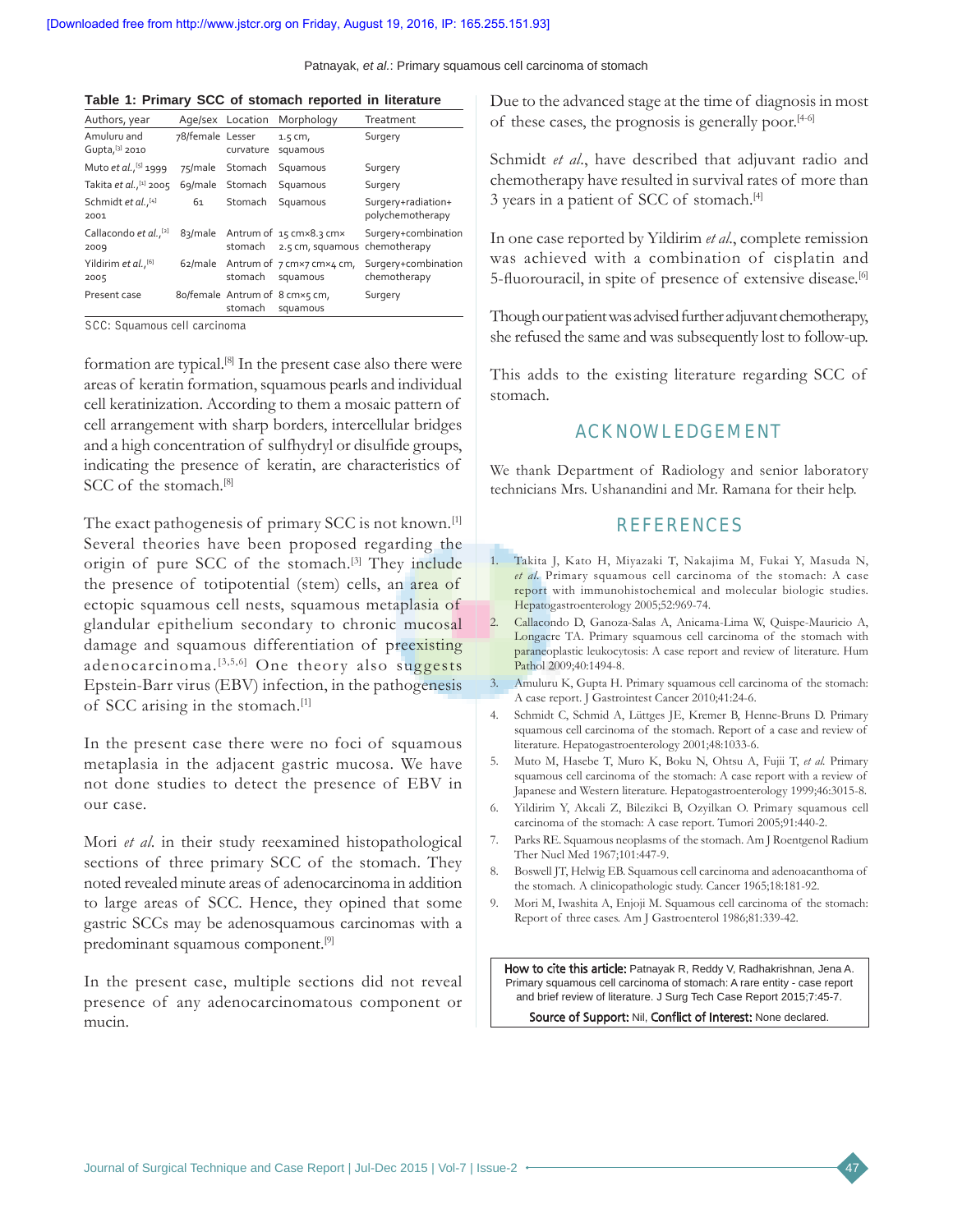**Table 1: Primary SCC of stomach reported in literature**

| Authors, year | Age/sex | Location | Morphology | Treatment |
|---|---|---|---|---|
| Amuluru and Gupta,[3] 2010 | 78/female | Lesser curvature | 1.5 cm, squamous | Surgery |
| Muto *et al.*,[5] 1999 | 75/male | Stomach | Squamous | Surgery |
| Takita *et al.*,[1] 2005 | 69/male | Stomach | Squamous | Surgery |
| Schmidt *et al.*,[4] 2001 | 61 | Stomach | Squamous | Surgery+radiation+ polychemotherapy |
| Callacondo *et al.*,[2] 2009 | 83/male | Antrum of stomach | 15 cm×8.3 cm× 2.5 cm, squamous | Surgery+combination chemotherapy |
| Yildirim *et al.*,[6] 2005 | 62/male | Antrum of stomach | 7 cm×7 cm×4 cm, squamous | Surgery+combination chemotherapy |
| Present case | 80/female | Antrum of stomach | 8 cm×5 cm, squamous | Surgery |

SCC: Squamous cell carcinoma

formation are typical.[8] In the present case also there were areas of keratin formation, squamous pearls and individual cell keratinization. According to them a mosaic pattern of cell arrangement with sharp borders, intercellular bridges and a high concentration of sulfhydryl or disulfide groups, indicating the presence of keratin, are characteristics of SCC of the stomach.[8]

The exact pathogenesis of primary SCC is not known.[1] Several theories have been proposed regarding the origin of pure SCC of the stomach.[3] They include the presence of totipotential (stem) cells, an area of ectopic squamous cell nests, squamous metaplasia of glandular epithelium secondary to chronic mucosal damage and squamous differentiation of preexisting adenocarcinoma.[3,5,6] One theory also suggests Epstein-Barr virus (EBV) infection, in the pathogenesis of SCC arising in the stomach.[1]

In the present case there were no foci of squamous metaplasia in the adjacent gastric mucosa. We have not done studies to detect the presence of EBV in our case.

Mori *et al.* in their study reexamined histopathological sections of three primary SCC of the stomach. They noted revealed minute areas of adenocarcinoma in addition to large areas of SCC. Hence, they opined that some gastric SCCs may be adenosquamous carcinomas with a predominant squamous component.[9]

In the present case, multiple sections did not reveal presence of any adenocarcinomatous component or mucin.

Due to the advanced stage at the time of diagnosis in most of these cases, the prognosis is generally poor.[4-6]

Schmidt *et al.*, have described that adjuvant radio and chemotherapy have resulted in survival rates of more than 3 years in a patient of SCC of stomach.[4]

In one case reported by Yildirim *et al.*, complete remission was achieved with a combination of cisplatin and 5-fluorouracil, in spite of presence of extensive disease.[6]

Though our patient was advised further adjuvant chemotherapy, she refused the same and was subsequently lost to follow-up.

This adds to the existing literature regarding SCC of stomach.

## ACKNOWLEDGEMENT

We thank Department of Radiology and senior laboratory technicians Mrs. Ushanandini and Mr. Ramana for their help.

## REFERENCES

1. Takita J, Kato H, Miyazaki T, Nakajima M, Fukai Y, Masuda N, *et al.* Primary squamous cell carcinoma of the stomach: A case report with immunohistochemical and molecular biologic studies. Hepatogastroenterology 2005;52:969-74.
2. Callacondo D, Ganoza-Salas A, Anicama-Lima W, Quispe-Mauricio A, Longacre TA. Primary squamous cell carcinoma of the stomach with paraneoplastic leukocytosis: A case report and review of literature. Hum Pathol 2009;40:1494-8.
3. Amuluru K, Gupta H. Primary squamous cell carcinoma of the stomach: A case report. J Gastrointest Cancer 2010;41:24-6.
4. Schmidt C, Schmid A, Lüttges JE, Kremer B, Henne-Bruns D. Primary squamous cell carcinoma of the stomach. Report of a case and review of literature. Hepatogastroenterology 2001;48:1033-6.
5. Muto M, Hasebe T, Muro K, Boku N, Ohtsu A, Fujii T, *et al.* Primary squamous cell carcinoma of the stomach: A case report with a review of Japanese and Western literature. Hepatogastroenterology 1999;46:3015-8.
6. Yildirim Y, Akcali Z, Bilezikci B, Ozyilkan O. Primary squamous cell carcinoma of the stomach: A case report. Tumori 2005;91:440-2.
7. Parks RE. Squamous neoplasms of the stomach. Am J Roentgenol Radium Ther Nucl Med 1967;101:447-9.
8. Boswell JT, Helwig EB. Squamous cell carcinoma and adenoacanthoma of the stomach. A clinicopathologic study. Cancer 1965;18:181-92.
9. Mori M, Iwashita A, Enjoji M. Squamous cell carcinoma of the stomach: Report of three cases. Am J Gastroenterol 1986;81:339-42.

**How to cite this article:** Patnayak R, Reddy V, Radhakrishnan, Jena A. Primary squamous cell carcinoma of stomach: A rare entity - case report and brief review of literature. J Surg Tech Case Report 2015;7:45-7.

**Source of Support:** Nil, **Conflict of Interest:** None declared.